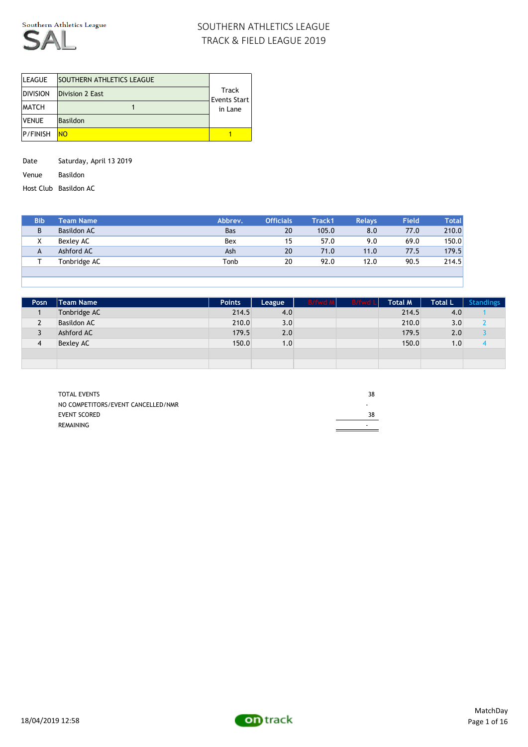Southern Athletics League

SAL

# SOUTHERN ATHLETICS LEAGUE
## TRACK & FIELD LEAGUE 2019

| LEAGUE | SOUTHERN ATHLETICS LEAGUE | Track Events Start in Lane |
|---|---|---|
| DIVISION | Division 2 East | |
| MATCH | 1 | |
| VENUE | Basildon | |
| P/FINISH | NO | 1 |

Date Saturday, April 13 2019

Venue Basildon

Host Club Basildon AC

| Bib | Team Name | Abbrev. | Officials | Track1 | Relays | Field | Total |
|---|---|---|---|---|---|---|---|
| B | Basildon AC | Bas | 20 | 105.0 | 8.0 | 77.0 | 210.0 |
| X | Bexley AC | Bex | 15 | 57.0 | 9.0 | 69.0 | 150.0 |
| A | Ashford AC | Ash | 20 | 71.0 | 11.0 | 77.5 | 179.5 |
| T | Tonbridge AC | Tonb | 20 | 92.0 | 12.0 | 90.5 | 214.5 |
| | | | | | | | |
| | | | | | | | |

| Posn | Team Name | Points | League | B/fwd M | B/fwd L | Total M | Total L | Standings |
|---|---|---|---|---|---|---|---|---|
| 1 | Tonbridge AC | 214.5 | 4.0 | | | 214.5 | 4.0 | 1 |
| 2 | Basildon AC | 210.0 | 3.0 | | | 210.0 | 3.0 | 2 |
| 3 | Ashford AC | 179.5 | 2.0 | | | 179.5 | 2.0 | 3 |
| 4 | Bexley AC | 150.0 | 1.0 | | | 150.0 | 1.0 | 4 |
| | | | | | | | | |
| | | | | | | | | |

| | |
|---|---|
| TOTAL EVENTS | 38 |
| NO COMPETITORS/EVENT CANCELLED/NMR | - |
| EVENT SCORED | 38 |
| REMAINING | - |

18/04/2019 12:58

ontrack

MatchDay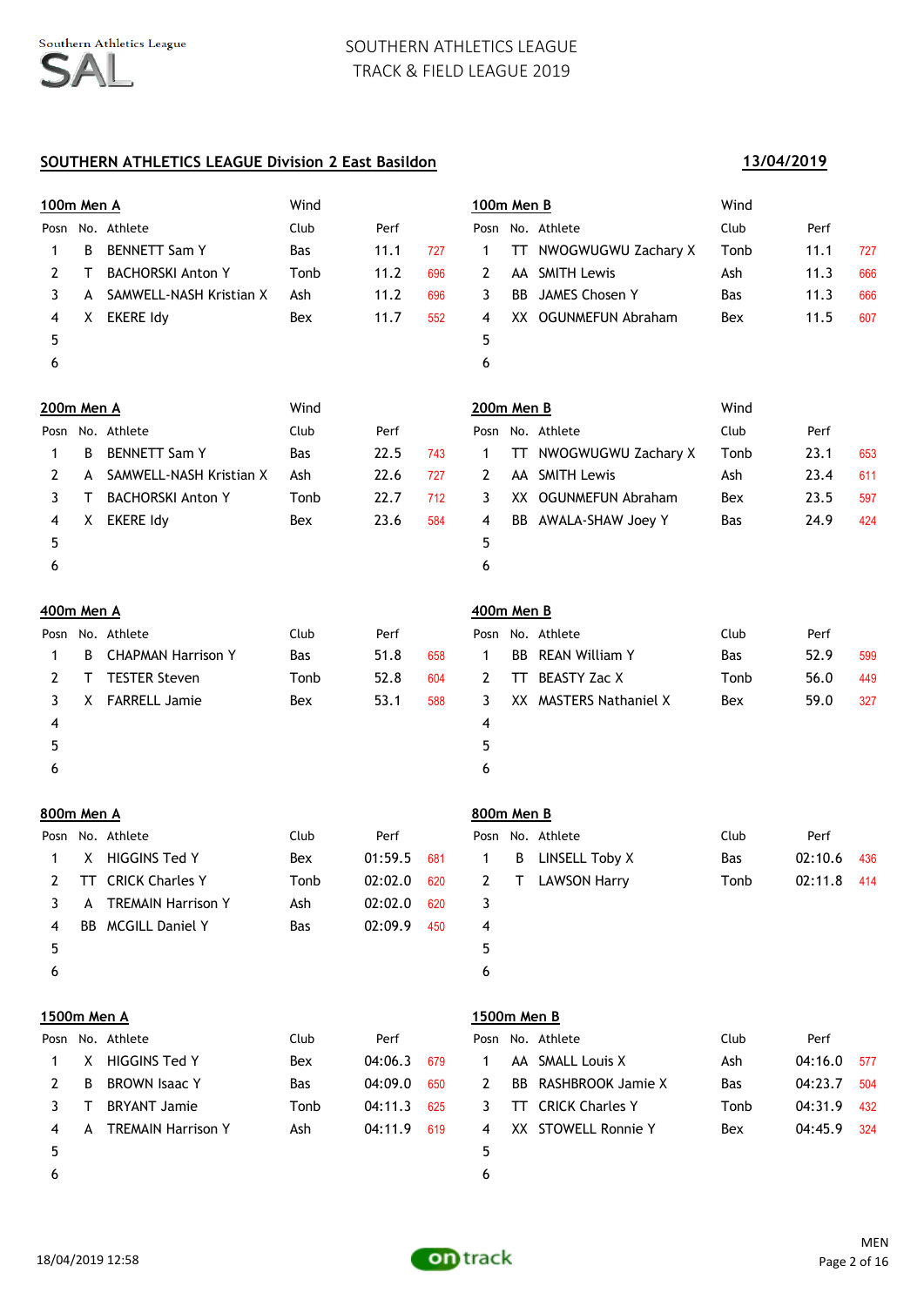SOUTHERN ATHLETICS LEAGUE
TRACK & FIELD LEAGUE 2019

## SOUTHERN ATHLETICS LEAGUE Division 2 East Basildon

13/04/2019

### 100m Men A

Wind

| Posn | No. | Athlete | Club | Perf | |
|---|---|---|---|---|---|
| 1 | B | BENNETT Sam Y | Bas | 11.1 | 727 |
| 2 | T | BACHORSKI Anton Y | Tonb | 11.2 | 696 |
| 3 | A | SAMWELL-NASH Kristian X | Ash | 11.2 | 696 |
| 4 | X | EKERE Idy | Bex | 11.7 | 552 |
| 5 | | | | | |
| 6 | | | | | |

### 100m Men B

Wind

| Posn | No. | Athlete | Club | Perf | |
|---|---|---|---|---|---|
| 1 | TT | NWOGWUGWU Zachary X | Tonb | 11.1 | 727 |
| 2 | AA | SMITH Lewis | Ash | 11.3 | 666 |
| 3 | BB | JAMES Chosen Y | Bas | 11.3 | 666 |
| 4 | XX | OGUNMEFUN Abraham | Bex | 11.5 | 607 |
| 5 | | | | | |
| 6 | | | | | |

### 200m Men A

Wind

| Posn | No. | Athlete | Club | Perf | |
|---|---|---|---|---|---|
| 1 | B | BENNETT Sam Y | Bas | 22.5 | 743 |
| 2 | A | SAMWELL-NASH Kristian X | Ash | 22.6 | 727 |
| 3 | T | BACHORSKI Anton Y | Tonb | 22.7 | 712 |
| 4 | X | EKERE Idy | Bex | 23.6 | 584 |
| 5 | | | | | |
| 6 | | | | | |

### 200m Men B

Wind

| Posn | No. | Athlete | Club | Perf | |
|---|---|---|---|---|---|
| 1 | TT | NWOGWUGWU Zachary X | Tonb | 23.1 | 653 |
| 2 | AA | SMITH Lewis | Ash | 23.4 | 611 |
| 3 | XX | OGUNMEFUN Abraham | Bex | 23.5 | 597 |
| 4 | BB | AWALA-SHAW Joey Y | Bas | 24.9 | 424 |
| 5 | | | | | |
| 6 | | | | | |

### 400m Men A

| Posn | No. | Athlete | Club | Perf | |
|---|---|---|---|---|---|
| 1 | B | CHAPMAN Harrison Y | Bas | 51.8 | 658 |
| 2 | T | TESTER Steven | Tonb | 52.8 | 604 |
| 3 | X | FARRELL Jamie | Bex | 53.1 | 588 |
| 4 | | | | | |
| 5 | | | | | |
| 6 | | | | | |

### 400m Men B

| Posn | No. | Athlete | Club | Perf | |
|---|---|---|---|---|---|
| 1 | BB | REAN William Y | Bas | 52.9 | 599 |
| 2 | TT | BEASTY Zac X | Tonb | 56.0 | 449 |
| 3 | XX | MASTERS Nathaniel X | Bex | 59.0 | 327 |
| 4 | | | | | |
| 5 | | | | | |
| 6 | | | | | |

### 800m Men A

| Posn | No. | Athlete | Club | Perf | |
|---|---|---|---|---|---|
| 1 | X | HIGGINS Ted Y | Bex | 01:59.5 | 681 |
| 2 | TT | CRICK Charles Y | Tonb | 02:02.0 | 620 |
| 3 | A | TREMAIN Harrison Y | Ash | 02:02.0 | 620 |
| 4 | BB | MCGILL Daniel Y | Bas | 02:09.9 | 450 |
| 5 | | | | | |
| 6 | | | | | |

### 800m Men B

| Posn | No. | Athlete | Club | Perf | |
|---|---|---|---|---|---|
| 1 | B | LINSELL Toby X | Bas | 02:10.6 | 436 |
| 2 | T | LAWSON Harry | Tonb | 02:11.8 | 414 |
| 3 | | | | | |
| 4 | | | | | |
| 5 | | | | | |
| 6 | | | | | |

### 1500m Men A

| Posn | No. | Athlete | Club | Perf | |
|---|---|---|---|---|---|
| 1 | X | HIGGINS Ted Y | Bex | 04:06.3 | 679 |
| 2 | B | BROWN Isaac Y | Bas | 04:09.0 | 650 |
| 3 | T | BRYANT Jamie | Tonb | 04:11.3 | 625 |
| 4 | A | TREMAIN Harrison Y | Ash | 04:11.9 | 619 |
| 5 | | | | | |
| 6 | | | | | |

### 1500m Men B

| Posn | No. | Athlete | Club | Perf | |
|---|---|---|---|---|---|
| 1 | AA | SMALL Louis X | Ash | 04:16.0 | 577 |
| 2 | BB | RASHBROOK Jamie X | Bas | 04:23.7 | 504 |
| 3 | TT | CRICK Charles Y | Tonb | 04:31.9 | 432 |
| 4 | XX | STOWELL Ronnie Y | Bex | 04:45.9 | 324 |
| 5 | | | | | |
| 6 | | | | | |

18/04/2019 12:58

MEN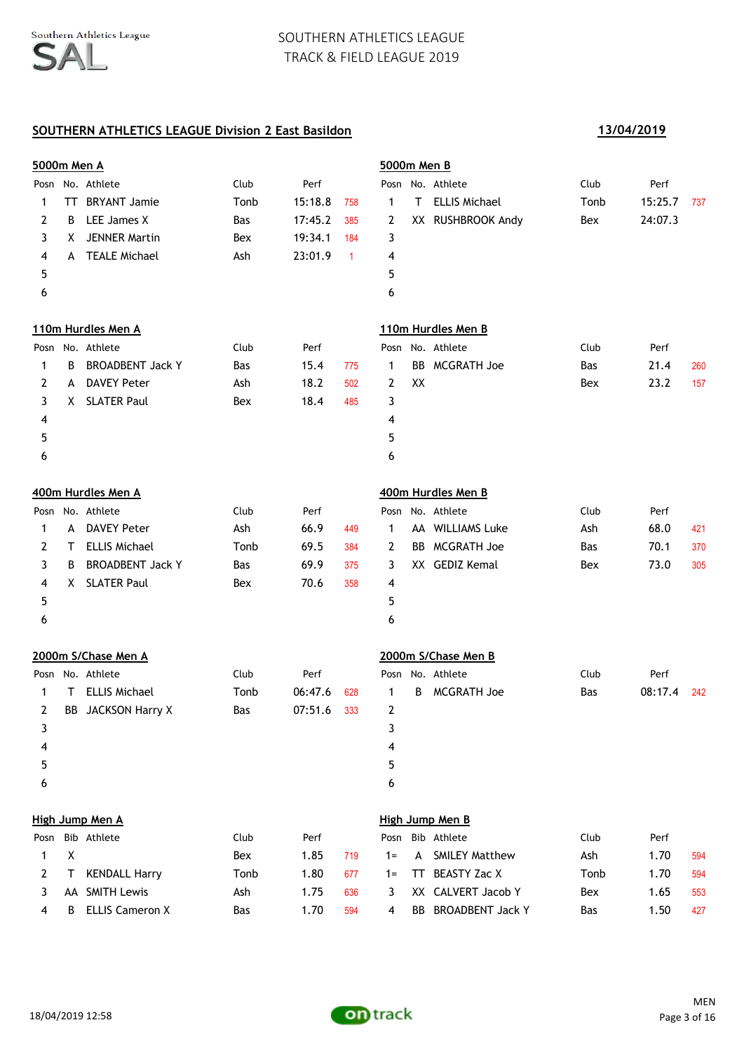# SOUTHERN ATHLETICS LEAGUE
## TRACK & FIELD LEAGUE 2019

**SOUTHERN ATHLETICS LEAGUE Division 2 East Basildon** — **13/04/2019**

### 5000m Men A

| Posn | No. | Athlete | Club | Perf | |
|---|---|---|---|---|---|
| 1 | TT | BRYANT Jamie | Tonb | 15:18.8 | 758 |
| 2 | B | LEE James X | Bas | 17:45.2 | 385 |
| 3 | X | JENNER Martin | Bex | 19:34.1 | 184 |
| 4 | A | TEALE Michael | Ash | 23:01.9 | 1 |
| 5 | | | | | |
| 6 | | | | | |

### 5000m Men B

| Posn | No. | Athlete | Club | Perf | |
|---|---|---|---|---|---|
| 1 | T | ELLIS Michael | Tonb | 15:25.7 | 737 |
| 2 | XX | RUSHBROOK Andy | Bex | 24:07.3 | |
| 3 | | | | | |
| 4 | | | | | |
| 5 | | | | | |
| 6 | | | | | |

### 110m Hurdles Men A

| Posn | No. | Athlete | Club | Perf | |
|---|---|---|---|---|---|
| 1 | B | BROADBENT Jack Y | Bas | 15.4 | 775 |
| 2 | A | DAVEY Peter | Ash | 18.2 | 502 |
| 3 | X | SLATER Paul | Bex | 18.4 | 485 |
| 4 | | | | | |
| 5 | | | | | |
| 6 | | | | | |

### 110m Hurdles Men B

| Posn | No. | Athlete | Club | Perf | |
|---|---|---|---|---|---|
| 1 | BB | MCGRATH Joe | Bas | 21.4 | 260 |
| 2 | XX | | Bex | 23.2 | 157 |
| 3 | | | | | |
| 4 | | | | | |
| 5 | | | | | |
| 6 | | | | | |

### 400m Hurdles Men A

| Posn | No. | Athlete | Club | Perf | |
|---|---|---|---|---|---|
| 1 | A | DAVEY Peter | Ash | 66.9 | 449 |
| 2 | T | ELLIS Michael | Tonb | 69.5 | 384 |
| 3 | B | BROADBENT Jack Y | Bas | 69.9 | 375 |
| 4 | X | SLATER Paul | Bex | 70.6 | 358 |
| 5 | | | | | |
| 6 | | | | | |

### 400m Hurdles Men B

| Posn | No. | Athlete | Club | Perf | |
|---|---|---|---|---|---|
| 1 | AA | WILLIAMS Luke | Ash | 68.0 | 421 |
| 2 | BB | MCGRATH Joe | Bas | 70.1 | 370 |
| 3 | XX | GEDIZ Kemal | Bex | 73.0 | 305 |
| 4 | | | | | |
| 5 | | | | | |
| 6 | | | | | |

### 2000m S/Chase Men A

| Posn | No. | Athlete | Club | Perf | |
|---|---|---|---|---|---|
| 1 | T | ELLIS Michael | Tonb | 06:47.6 | 628 |
| 2 | BB | JACKSON Harry X | Bas | 07:51.6 | 333 |
| 3 | | | | | |
| 4 | | | | | |
| 5 | | | | | |
| 6 | | | | | |

### 2000m S/Chase Men B

| Posn | No. | Athlete | Club | Perf | |
|---|---|---|---|---|---|
| 1 | B | MCGRATH Joe | Bas | 08:17.4 | 242 |
| 2 | | | | | |
| 3 | | | | | |
| 4 | | | | | |
| 5 | | | | | |
| 6 | | | | | |

### High Jump Men A

| Posn | Bib | Athlete | Club | Perf | |
|---|---|---|---|---|---|
| 1 | X | | Bex | 1.85 | 719 |
| 2 | T | KENDALL Harry | Tonb | 1.80 | 677 |
| 3 | AA | SMITH Lewis | Ash | 1.75 | 636 |
| 4 | B | ELLIS Cameron X | Bas | 1.70 | 594 |

### High Jump Men B

| Posn | Bib | Athlete | Club | Perf | |
|---|---|---|---|---|---|
| 1= | A | SMILEY Matthew | Ash | 1.70 | 594 |
| 1= | TT | BEASTY Zac X | Tonb | 1.70 | 594 |
| 3 | XX | CALVERT Jacob Y | Bex | 1.65 | 553 |
| 4 | BB | BROADBENT Jack Y | Bas | 1.50 | 427 |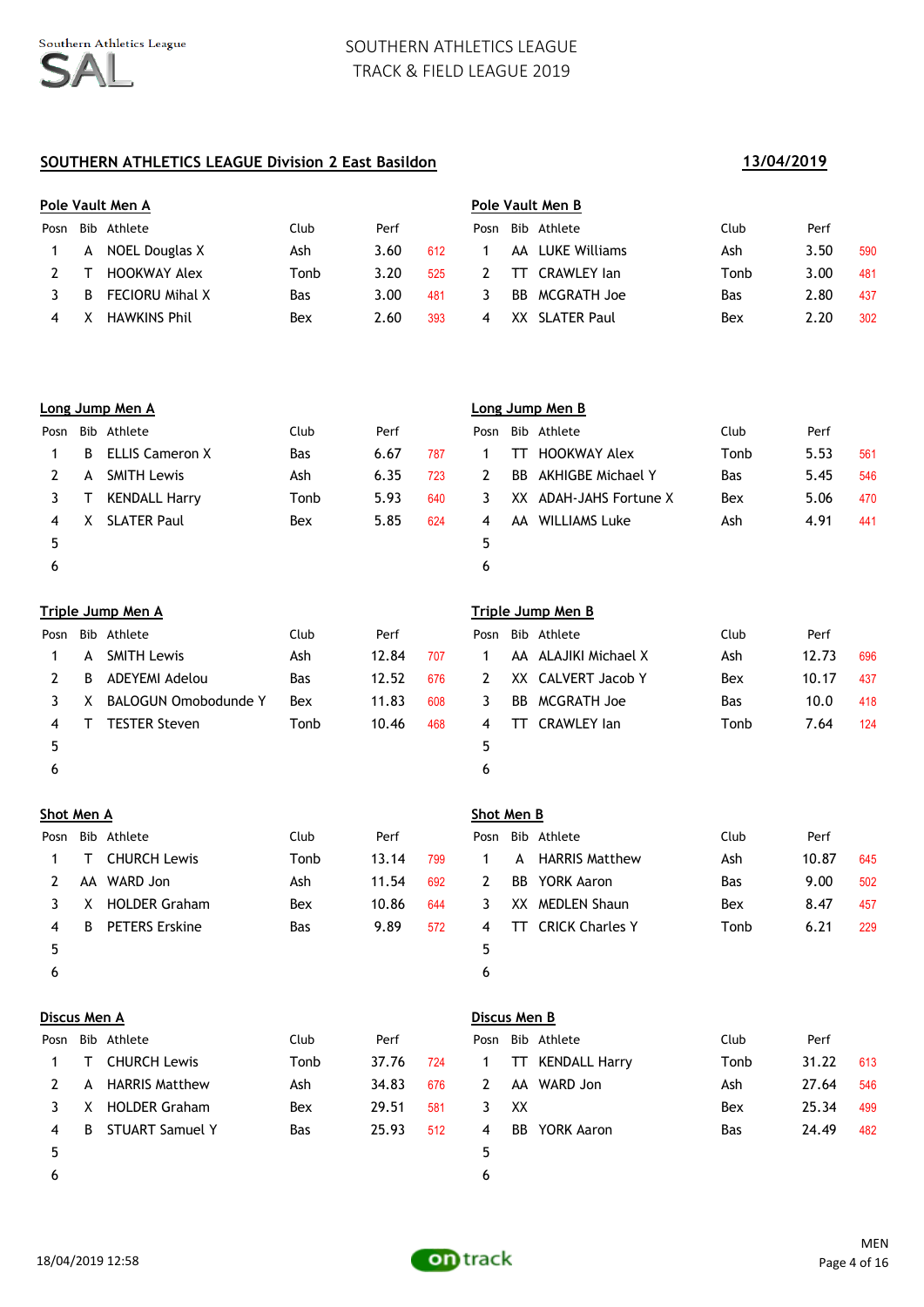# SOUTHERN ATHLETICS LEAGUE
# TRACK & FIELD LEAGUE 2019

## SOUTHERN ATHLETICS LEAGUE Division 2 East Basildon

**13/04/2019**

### Pole Vault Men A

| Posn | Bib | Athlete | Club | Perf | |
|---|---|---|---|---|---|
| 1 | A | NOEL Douglas X | Ash | 3.60 | 612 |
| 2 | T | HOOKWAY Alex | Tonb | 3.20 | 525 |
| 3 | B | FECIORU Mihal X | Bas | 3.00 | 481 |
| 4 | X | HAWKINS Phil | Bex | 2.60 | 393 |

### Pole Vault Men B

| Posn | Bib | Athlete | Club | Perf | |
|---|---|---|---|---|---|
| 1 | AA | LUKE Williams | Ash | 3.50 | 590 |
| 2 | TT | CRAWLEY Ian | Tonb | 3.00 | 481 |
| 3 | BB | MCGRATH Joe | Bas | 2.80 | 437 |
| 4 | XX | SLATER Paul | Bex | 2.20 | 302 |

### Long Jump Men A

| Posn | Bib | Athlete | Club | Perf | |
|---|---|---|---|---|---|
| 1 | B | ELLIS Cameron X | Bas | 6.67 | 787 |
| 2 | A | SMITH Lewis | Ash | 6.35 | 723 |
| 3 | T | KENDALL Harry | Tonb | 5.93 | 640 |
| 4 | X | SLATER Paul | Bex | 5.85 | 624 |
| 5 | | | | | |
| 6 | | | | | |

### Long Jump Men B

| Posn | Bib | Athlete | Club | Perf | |
|---|---|---|---|---|---|
| 1 | TT | HOOKWAY Alex | Tonb | 5.53 | 561 |
| 2 | BB | AKHIGBE Michael Y | Bas | 5.45 | 546 |
| 3 | XX | ADAH-JAHS Fortune X | Bex | 5.06 | 470 |
| 4 | AA | WILLIAMS Luke | Ash | 4.91 | 441 |
| 5 | | | | | |
| 6 | | | | | |

### Triple Jump Men A

| Posn | Bib | Athlete | Club | Perf | |
|---|---|---|---|---|---|
| 1 | A | SMITH Lewis | Ash | 12.84 | 707 |
| 2 | B | ADEYEMI Adelou | Bas | 12.52 | 676 |
| 3 | X | BALOGUN Omobodunde Y | Bex | 11.83 | 608 |
| 4 | T | TESTER Steven | Tonb | 10.46 | 468 |
| 5 | | | | | |
| 6 | | | | | |

### Triple Jump Men B

| Posn | Bib | Athlete | Club | Perf | |
|---|---|---|---|---|---|
| 1 | AA | ALAJIKI Michael X | Ash | 12.73 | 696 |
| 2 | XX | CALVERT Jacob Y | Bex | 10.17 | 437 |
| 3 | BB | MCGRATH Joe | Bas | 10.0 | 418 |
| 4 | TT | CRAWLEY Ian | Tonb | 7.64 | 124 |
| 5 | | | | | |
| 6 | | | | | |

### Shot Men A

| Posn | Bib | Athlete | Club | Perf | |
|---|---|---|---|---|---|
| 1 | T | CHURCH Lewis | Tonb | 13.14 | 799 |
| 2 | AA | WARD Jon | Ash | 11.54 | 692 |
| 3 | X | HOLDER Graham | Bex | 10.86 | 644 |
| 4 | B | PETERS Erskine | Bas | 9.89 | 572 |
| 5 | | | | | |
| 6 | | | | | |

### Shot Men B

| Posn | Bib | Athlete | Club | Perf | |
|---|---|---|---|---|---|
| 1 | A | HARRIS Matthew | Ash | 10.87 | 645 |
| 2 | BB | YORK Aaron | Bas | 9.00 | 502 |
| 3 | XX | MEDLEN Shaun | Bex | 8.47 | 457 |
| 4 | TT | CRICK Charles Y | Tonb | 6.21 | 229 |
| 5 | | | | | |
| 6 | | | | | |

### Discus Men A

| Posn | Bib | Athlete | Club | Perf | |
|---|---|---|---|---|---|
| 1 | T | CHURCH Lewis | Tonb | 37.76 | 724 |
| 2 | A | HARRIS Matthew | Ash | 34.83 | 676 |
| 3 | X | HOLDER Graham | Bex | 29.51 | 581 |
| 4 | B | STUART Samuel Y | Bas | 25.93 | 512 |
| 5 | | | | | |
| 6 | | | | | |

### Discus Men B

| Posn | Bib | Athlete | Club | Perf | |
|---|---|---|---|---|---|
| 1 | TT | KENDALL Harry | Tonb | 31.22 | 613 |
| 2 | AA | WARD Jon | Ash | 27.64 | 546 |
| 3 | XX | | Bex | 25.34 | 499 |
| 4 | BB | YORK Aaron | Bas | 24.49 | 482 |
| 5 | | | | | |
| 6 | | | | | |

18/04/2019 12:58

MEN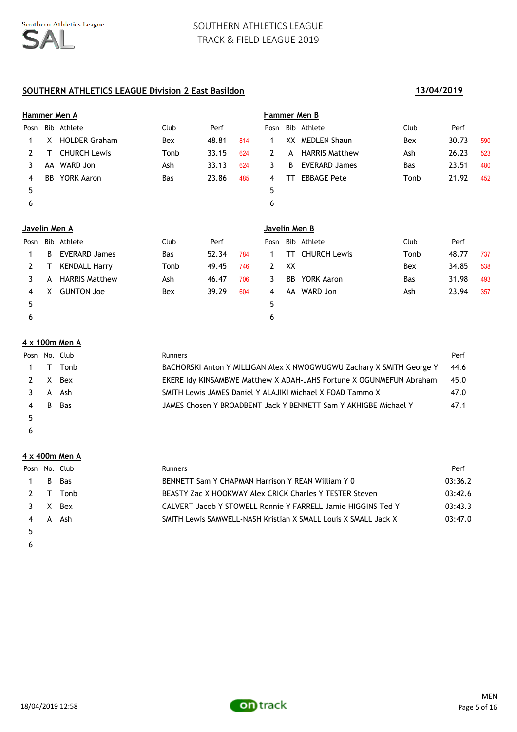## SOUTHERN ATHLETICS LEAGUE Division 2 East Basildon

**13/04/2019**

### Hammer Men A

| Posn | Bib | Athlete | Club | Perf | |
|---|---|---|---|---|---|
| 1 | X | HOLDER Graham | Bex | 48.81 | 814 |
| 2 | T | CHURCH Lewis | Tonb | 33.15 | 624 |
| 3 | AA | WARD Jon | Ash | 33.13 | 624 |
| 4 | BB | YORK Aaron | Bas | 23.86 | 485 |
| 5 | | | | | |
| 6 | | | | | |

### Hammer Men B

| Posn | Bib | Athlete | Club | Perf | |
|---|---|---|---|---|---|
| 1 | XX | MEDLEN Shaun | Bex | 30.73 | 590 |
| 2 | A | HARRIS Matthew | Ash | 26.23 | 523 |
| 3 | B | EVERARD James | Bas | 23.51 | 480 |
| 4 | TT | EBBAGE Pete | Tonb | 21.92 | 452 |
| 5 | | | | | |
| 6 | | | | | |

### Javelin Men A

| Posn | Bib | Athlete | Club | Perf | |
|---|---|---|---|---|---|
| 1 | B | EVERARD James | Bas | 52.34 | 784 |
| 2 | T | KENDALL Harry | Tonb | 49.45 | 746 |
| 3 | A | HARRIS Matthew | Ash | 46.47 | 706 |
| 4 | X | GUNTON Joe | Bex | 39.29 | 604 |
| 5 | | | | | |
| 6 | | | | | |

### Javelin Men B

| Posn | Bib | Athlete | Club | Perf | |
|---|---|---|---|---|---|
| 1 | TT | CHURCH Lewis | Tonb | 48.77 | 737 |
| 2 | XX | | Bex | 34.85 | 538 |
| 3 | BB | YORK Aaron | Bas | 31.98 | 493 |
| 4 | AA | WARD Jon | Ash | 23.94 | 357 |
| 5 | | | | | |
| 6 | | | | | |

### 4 x 100m Men A

| Posn | No. | Club | Runners | Perf |
|---|---|---|---|---|
| 1 | T | Tonb | BACHORSKI Anton Y MILLIGAN Alex X NWOGWUGWU Zachary X SMITH George Y | 44.6 |
| 2 | X | Bex | EKERE Idy KINSAMBWE Matthew X ADAH-JAHS Fortune X OGUNMEFUN Abraham | 45.0 |
| 3 | A | Ash | SMITH Lewis JAMES Daniel Y ALAJIKI Michael X FOAD Tammo X | 47.0 |
| 4 | B | Bas | JAMES Chosen Y BROADBENT Jack Y BENNETT Sam Y AKHIGBE Michael Y | 47.1 |
| 5 | | | | |
| 6 | | | | |

### 4 x 400m Men A

| Posn | No. | Club | Runners | Perf |
|---|---|---|---|---|
| 1 | B | Bas | BENNETT Sam Y CHAPMAN Harrison Y REAN William Y 0 | 03:36.2 |
| 2 | T | Tonb | BEASTY Zac X HOOKWAY Alex CRICK Charles Y TESTER Steven | 03:42.6 |
| 3 | X | Bex | CALVERT Jacob Y STOWELL Ronnie Y FARRELL Jamie HIGGINS Ted Y | 03:43.3 |
| 4 | A | Ash | SMITH Lewis SAMWELL-NASH Kristian X SMALL Louis X SMALL Jack X | 03:47.0 |
| 5 | | | | |
| 6 | | | | |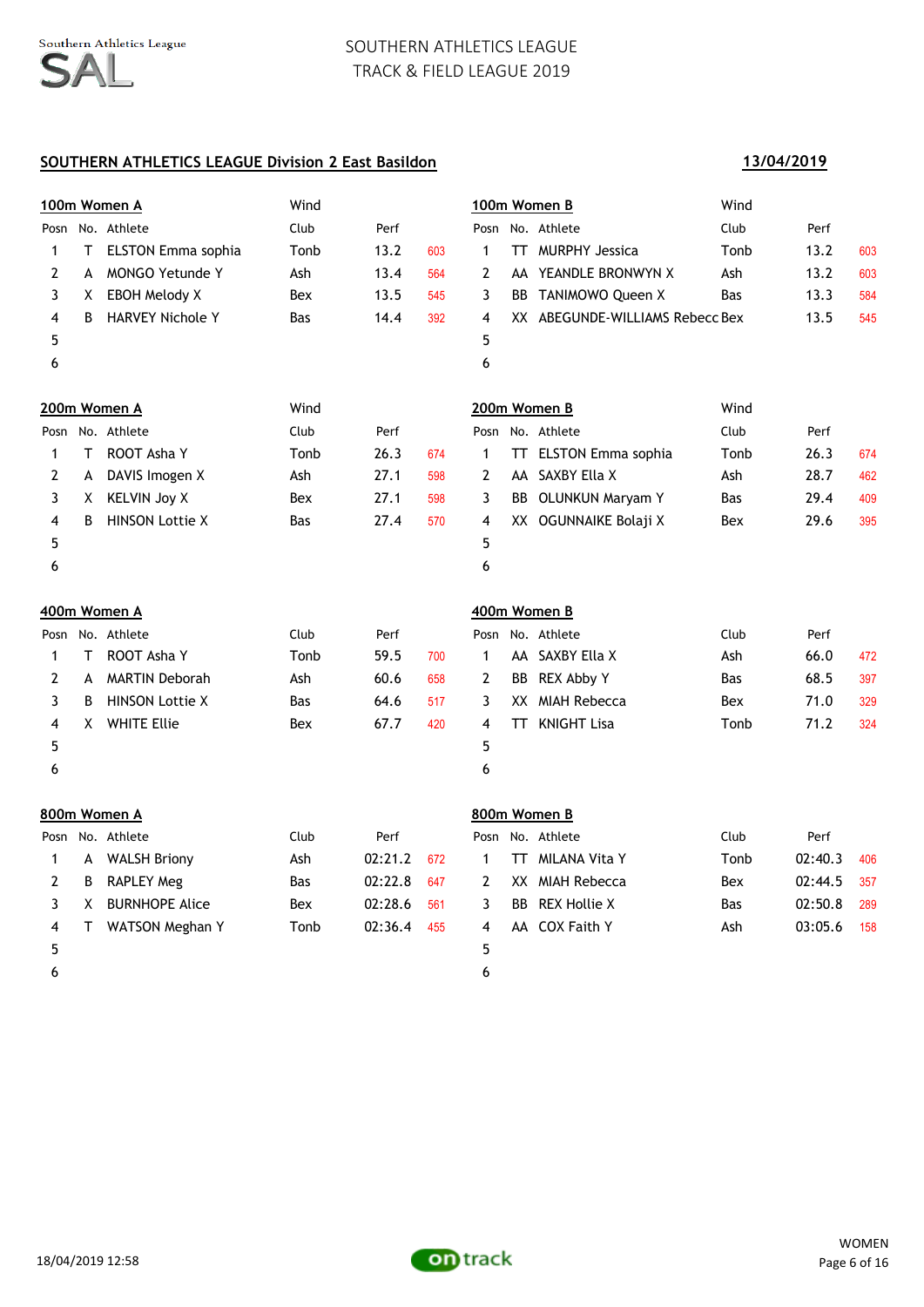# SOUTHERN ATHLETICS LEAGUE Division 2 East Basildon

**13/04/2019**

## 100m Women A

Wind

| Posn | No. | Athlete | Club | Perf | |
|---|---|---|---|---|---|
| 1 | T | ELSTON Emma sophia | Tonb | 13.2 | 603 |
| 2 | A | MONGO Yetunde Y | Ash | 13.4 | 564 |
| 3 | X | EBOH Melody X | Bex | 13.5 | 545 |
| 4 | B | HARVEY Nichole Y | Bas | 14.4 | 392 |
| 5 | | | | | |
| 6 | | | | | |

## 100m Women B

Wind

| Posn | No. | Athlete | Club | Perf | |
|---|---|---|---|---|---|
| 1 | TT | MURPHY Jessica | Tonb | 13.2 | 603 |
| 2 | AA | YEANDLE BRONWYN X | Ash | 13.2 | 603 |
| 3 | BB | TANIMOWO Queen X | Bas | 13.3 | 584 |
| 4 | XX | ABEGUNDE-WILLIAMS Rebecc | Bex | 13.5 | 545 |
| 5 | | | | | |
| 6 | | | | | |

## 200m Women A

Wind

| Posn | No. | Athlete | Club | Perf | |
|---|---|---|---|---|---|
| 1 | T | ROOT Asha Y | Tonb | 26.3 | 674 |
| 2 | A | DAVIS Imogen X | Ash | 27.1 | 598 |
| 3 | X | KELVIN Joy X | Bex | 27.1 | 598 |
| 4 | B | HINSON Lottie X | Bas | 27.4 | 570 |
| 5 | | | | | |
| 6 | | | | | |

## 200m Women B

Wind

| Posn | No. | Athlete | Club | Perf | |
|---|---|---|---|---|---|
| 1 | TT | ELSTON Emma sophia | Tonb | 26.3 | 674 |
| 2 | AA | SAXBY Ella X | Ash | 28.7 | 462 |
| 3 | BB | OLUNKUN Maryam Y | Bas | 29.4 | 409 |
| 4 | XX | OGUNNAIKE Bolaji X | Bex | 29.6 | 395 |
| 5 | | | | | |
| 6 | | | | | |

## 400m Women A

| Posn | No. | Athlete | Club | Perf | |
|---|---|---|---|---|---|
| 1 | T | ROOT Asha Y | Tonb | 59.5 | 700 |
| 2 | A | MARTIN Deborah | Ash | 60.6 | 658 |
| 3 | B | HINSON Lottie X | Bas | 64.6 | 517 |
| 4 | X | WHITE Ellie | Bex | 67.7 | 420 |
| 5 | | | | | |
| 6 | | | | | |

## 400m Women B

| Posn | No. | Athlete | Club | Perf | |
|---|---|---|---|---|---|
| 1 | AA | SAXBY Ella X | Ash | 66.0 | 472 |
| 2 | BB | REX Abby Y | Bas | 68.5 | 397 |
| 3 | XX | MIAH Rebecca | Bex | 71.0 | 329 |
| 4 | TT | KNIGHT Lisa | Tonb | 71.2 | 324 |
| 5 | | | | | |
| 6 | | | | | |

## 800m Women A

| Posn | No. | Athlete | Club | Perf | |
|---|---|---|---|---|---|
| 1 | A | WALSH Briony | Ash | 02:21.2 | 672 |
| 2 | B | RAPLEY Meg | Bas | 02:22.8 | 647 |
| 3 | X | BURNHOPE Alice | Bex | 02:28.6 | 561 |
| 4 | T | WATSON Meghan Y | Tonb | 02:36.4 | 455 |
| 5 | | | | | |
| 6 | | | | | |

## 800m Women B

| Posn | No. | Athlete | Club | Perf | |
|---|---|---|---|---|---|
| 1 | TT | MILANA Vita Y | Tonb | 02:40.3 | 406 |
| 2 | XX | MIAH Rebecca | Bex | 02:44.5 | 357 |
| 3 | BB | REX Hollie X | Bas | 02:50.8 | 289 |
| 4 | AA | COX Faith Y | Ash | 03:05.6 | 158 |
| 5 | | | | | |
| 6 | | | | | |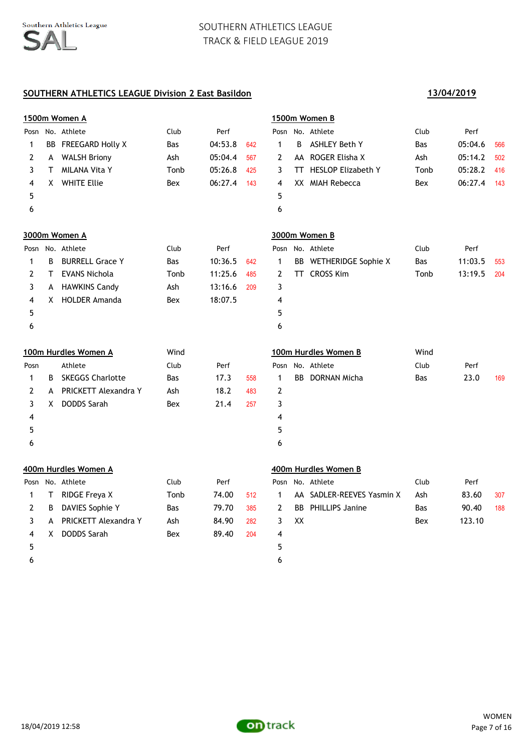SOUTHERN ATHLETICS LEAGUE
TRACK & FIELD LEAGUE 2019

## SOUTHERN ATHLETICS LEAGUE Division 2 East Basildon

**13/04/2019**

### 1500m Women A

| Posn | No. | Athlete | Club | Perf | |
|---|---|---|---|---|---|
| 1 | BB | FREEGARD Holly X | Bas | 04:53.8 | 642 |
| 2 | A | WALSH Briony | Ash | 05:04.4 | 567 |
| 3 | T | MILANA Vita Y | Tonb | 05:26.8 | 425 |
| 4 | X | WHITE Ellie | Bex | 06:27.4 | 143 |
| 5 | | | | | |
| 6 | | | | | |

### 1500m Women B

| Posn | No. | Athlete | Club | Perf | |
|---|---|---|---|---|---|
| 1 | B | ASHLEY Beth Y | Bas | 05:04.6 | 566 |
| 2 | AA | ROGER Elisha X | Ash | 05:14.2 | 502 |
| 3 | TT | HESLOP Elizabeth Y | Tonb | 05:28.2 | 416 |
| 4 | XX | MIAH Rebecca | Bex | 06:27.4 | 143 |
| 5 | | | | | |
| 6 | | | | | |

### 3000m Women A

| Posn | No. | Athlete | Club | Perf | |
|---|---|---|---|---|---|
| 1 | B | BURRELL Grace Y | Bas | 10:36.5 | 642 |
| 2 | T | EVANS Nichola | Tonb | 11:25.6 | 485 |
| 3 | A | HAWKINS Candy | Ash | 13:16.6 | 209 |
| 4 | X | HOLDER Amanda | Bex | 18:07.5 | |
| 5 | | | | | |
| 6 | | | | | |

### 3000m Women B

| Posn | No. | Athlete | Club | Perf | |
|---|---|---|---|---|---|
| 1 | BB | WETHERIDGE Sophie X | Bas | 11:03.5 | 553 |
| 2 | TT | CROSS Kim | Tonb | 13:19.5 | 204 |
| 3 | | | | | |
| 4 | | | | | |
| 5 | | | | | |
| 6 | | | | | |

### 100m Hurdles Women A

Wind

| Posn | | Athlete | Club | Perf | |
|---|---|---|---|---|---|
| 1 | B | SKEGGS Charlotte | Bas | 17.3 | 558 |
| 2 | A | PRICKETT Alexandra Y | Ash | 18.2 | 483 |
| 3 | X | DODDS Sarah | Bex | 21.4 | 257 |
| 4 | | | | | |
| 5 | | | | | |
| 6 | | | | | |

### 100m Hurdles Women B

Wind

| Posn | No. | Athlete | Club | Perf | |
|---|---|---|---|---|---|
| 1 | BB | DORNAN Micha | Bas | 23.0 | 169 |
| 2 | | | | | |
| 3 | | | | | |
| 4 | | | | | |
| 5 | | | | | |
| 6 | | | | | |

### 400m Hurdles Women A

| Posn | No. | Athlete | Club | Perf | |
|---|---|---|---|---|---|
| 1 | T | RIDGE Freya X | Tonb | 74.00 | 512 |
| 2 | B | DAVIES Sophie Y | Bas | 79.70 | 385 |
| 3 | A | PRICKETT Alexandra Y | Ash | 84.90 | 282 |
| 4 | X | DODDS Sarah | Bex | 89.40 | 204 |
| 5 | | | | | |
| 6 | | | | | |

### 400m Hurdles Women B

| Posn | No. | Athlete | Club | Perf | |
|---|---|---|---|---|---|
| 1 | AA | SADLER-REEVES Yasmin X | Ash | 83.60 | 307 |
| 2 | BB | PHILLIPS Janine | Bas | 90.40 | 188 |
| 3 | XX | | Bex | 123.10 | |
| 4 | | | | | |
| 5 | | | | | |
| 6 | | | | | |

18/04/2019 12:58

WOMEN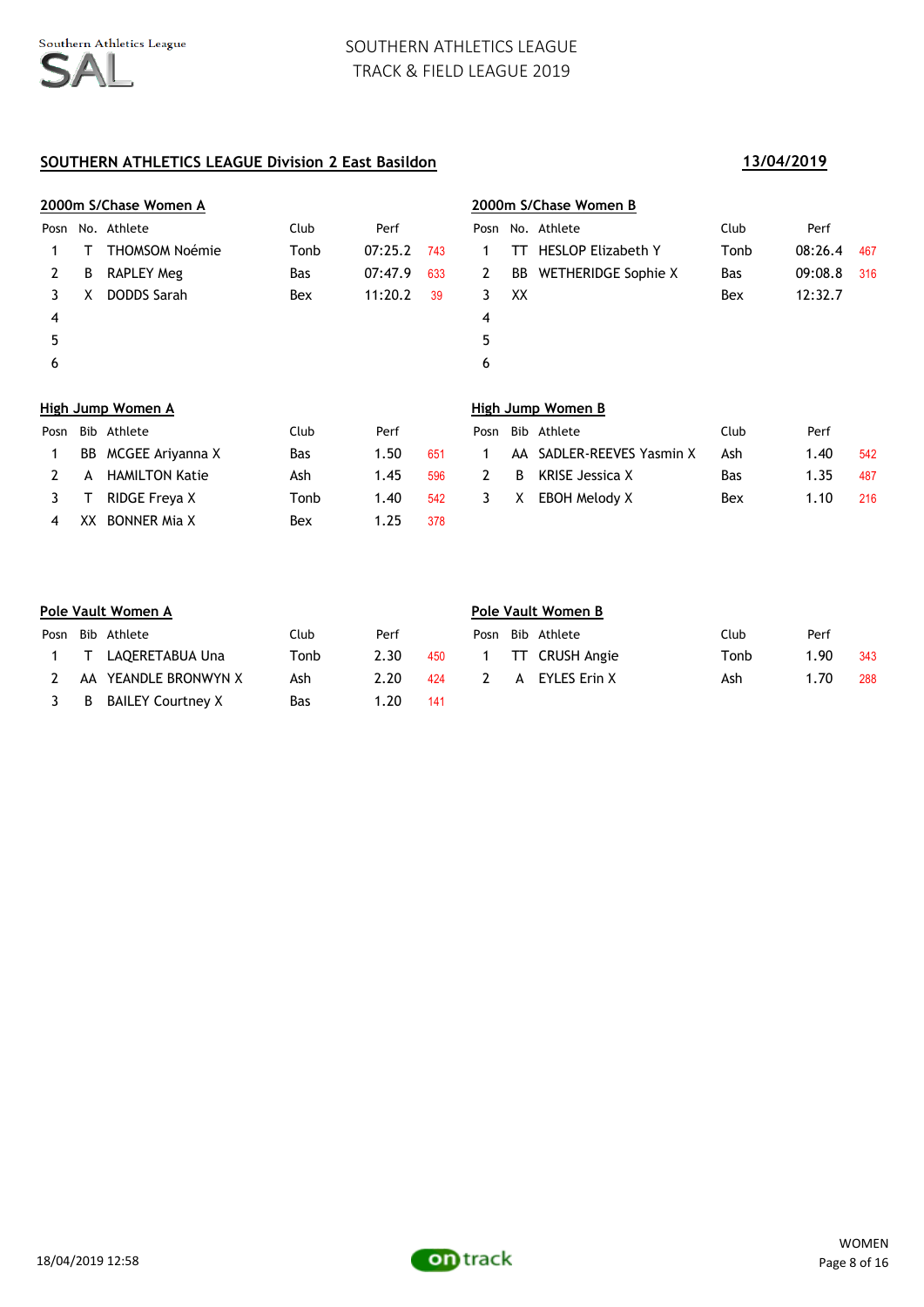SOUTHERN ATHLETICS LEAGUE
TRACK & FIELD LEAGUE 2019

## SOUTHERN ATHLETICS LEAGUE Division 2 East Basildon

**13/04/2019**

### 2000m S/Chase Women A

| Posn | No. | Athlete | Club | Perf | |
|---|---|---|---|---|---|
| 1 | T | THOMSOM Noémie | Tonb | 07:25.2 | 743 |
| 2 | B | RAPLEY Meg | Bas | 07:47.9 | 633 |
| 3 | X | DODDS Sarah | Bex | 11:20.2 | 39 |
| 4 | | | | | |
| 5 | | | | | |
| 6 | | | | | |

### 2000m S/Chase Women B

| Posn | No. | Athlete | Club | Perf | |
|---|---|---|---|---|---|
| 1 | TT | HESLOP Elizabeth Y | Tonb | 08:26.4 | 467 |
| 2 | BB | WETHERIDGE Sophie X | Bas | 09:08.8 | 316 |
| 3 | XX | | Bex | 12:32.7 | |
| 4 | | | | | |
| 5 | | | | | |
| 6 | | | | | |

### High Jump Women A

| Posn | Bib | Athlete | Club | Perf | |
|---|---|---|---|---|---|
| 1 | BB | MCGEE Ariyanna X | Bas | 1.50 | 651 |
| 2 | A | HAMILTON Katie | Ash | 1.45 | 596 |
| 3 | T | RIDGE Freya X | Tonb | 1.40 | 542 |
| 4 | XX | BONNER Mia X | Bex | 1.25 | 378 |

### High Jump Women B

| Posn | Bib | Athlete | Club | Perf | |
|---|---|---|---|---|---|
| 1 | AA | SADLER-REEVES Yasmin X | Ash | 1.40 | 542 |
| 2 | B | KRISE Jessica X | Bas | 1.35 | 487 |
| 3 | X | EBOH Melody X | Bex | 1.10 | 216 |

### Pole Vault Women A

| Posn | Bib | Athlete | Club | Perf | |
|---|---|---|---|---|---|
| 1 | T | LAQERETABUA Una | Tonb | 2.30 | 450 |
| 2 | AA | YEANDLE BRONWYN X | Ash | 2.20 | 424 |
| 3 | B | BAILEY Courtney X | Bas | 1.20 | 141 |

### Pole Vault Women B

| Posn | Bib | Athlete | Club | Perf | |
|---|---|---|---|---|---|
| 1 | TT | CRUSH Angie | Tonb | 1.90 | 343 |
| 2 | A | EYLES Erin X | Ash | 1.70 | 288 |

18/04/2019 12:58

WOMEN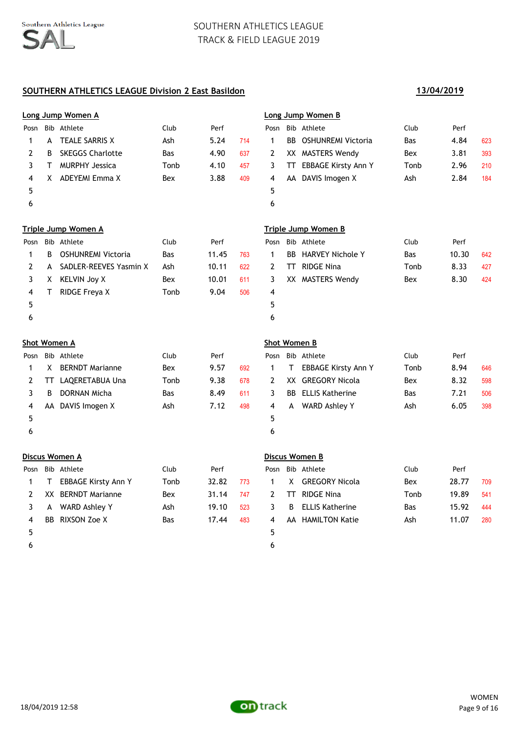## SOUTHERN ATHLETICS LEAGUE Division 2 East Basildon

**13/04/2019**

### Long Jump Women A

| Posn | Bib | Athlete | Club | Perf | |
|---|---|---|---|---|---|
| 1 | A | TEALE SARRIS X | Ash | 5.24 | 714 |
| 2 | B | SKEGGS Charlotte | Bas | 4.90 | 637 |
| 3 | T | MURPHY Jessica | Tonb | 4.10 | 457 |
| 4 | X | ADEYEMI Emma X | Bex | 3.88 | 409 |
| 5 | | | | | |
| 6 | | | | | |

### Long Jump Women B

| Posn | Bib | Athlete | Club | Perf | |
|---|---|---|---|---|---|
| 1 | BB | OSHUNREMI Victoria | Bas | 4.84 | 623 |
| 2 | XX | MASTERS Wendy | Bex | 3.81 | 393 |
| 3 | TT | EBBAGE Kirsty Ann Y | Tonb | 2.96 | 210 |
| 4 | AA | DAVIS Imogen X | Ash | 2.84 | 184 |
| 5 | | | | | |
| 6 | | | | | |

### Triple Jump Women A

| Posn | Bib | Athlete | Club | Perf | |
|---|---|---|---|---|---|
| 1 | B | OSHUNREMI Victoria | Bas | 11.45 | 763 |
| 2 | A | SADLER-REEVES Yasmin X | Ash | 10.11 | 622 |
| 3 | X | KELVIN Joy X | Bex | 10.01 | 611 |
| 4 | T | RIDGE Freya X | Tonb | 9.04 | 506 |
| 5 | | | | | |
| 6 | | | | | |

### Triple Jump Women B

| Posn | Bib | Athlete | Club | Perf | |
|---|---|---|---|---|---|
| 1 | BB | HARVEY Nichole Y | Bas | 10.30 | 642 |
| 2 | TT | RIDGE Nina | Tonb | 8.33 | 427 |
| 3 | XX | MASTERS Wendy | Bex | 8.30 | 424 |
| 4 | | | | | |
| 5 | | | | | |
| 6 | | | | | |

### Shot Women A

| Posn | Bib | Athlete | Club | Perf | |
|---|---|---|---|---|---|
| 1 | X | BERNDT Marianne | Bex | 9.57 | 692 |
| 2 | TT | LAQERETABUA Una | Tonb | 9.38 | 678 |
| 3 | B | DORNAN Micha | Bas | 8.49 | 611 |
| 4 | AA | DAVIS Imogen X | Ash | 7.12 | 498 |
| 5 | | | | | |
| 6 | | | | | |

### Shot Women B

| Posn | Bib | Athlete | Club | Perf | |
|---|---|---|---|---|---|
| 1 | T | EBBAGE Kirsty Ann Y | Tonb | 8.94 | 646 |
| 2 | XX | GREGORY Nicola | Bex | 8.32 | 598 |
| 3 | BB | ELLIS Katherine | Bas | 7.21 | 506 |
| 4 | A | WARD Ashley Y | Ash | 6.05 | 398 |
| 5 | | | | | |
| 6 | | | | | |

### Discus Women A

| Posn | Bib | Athlete | Club | Perf | |
|---|---|---|---|---|---|
| 1 | T | EBBAGE Kirsty Ann Y | Tonb | 32.82 | 773 |
| 2 | XX | BERNDT Marianne | Bex | 31.14 | 747 |
| 3 | A | WARD Ashley Y | Ash | 19.10 | 523 |
| 4 | BB | RIXSON Zoe X | Bas | 17.44 | 483 |
| 5 | | | | | |
| 6 | | | | | |

### Discus Women B

| Posn | Bib | Athlete | Club | Perf | |
|---|---|---|---|---|---|
| 1 | X | GREGORY Nicola | Bex | 28.77 | 709 |
| 2 | TT | RIDGE Nina | Tonb | 19.89 | 541 |
| 3 | B | ELLIS Katherine | Bas | 15.92 | 444 |
| 4 | AA | HAMILTON Katie | Ash | 11.07 | 280 |
| 5 | | | | | |
| 6 | | | | | |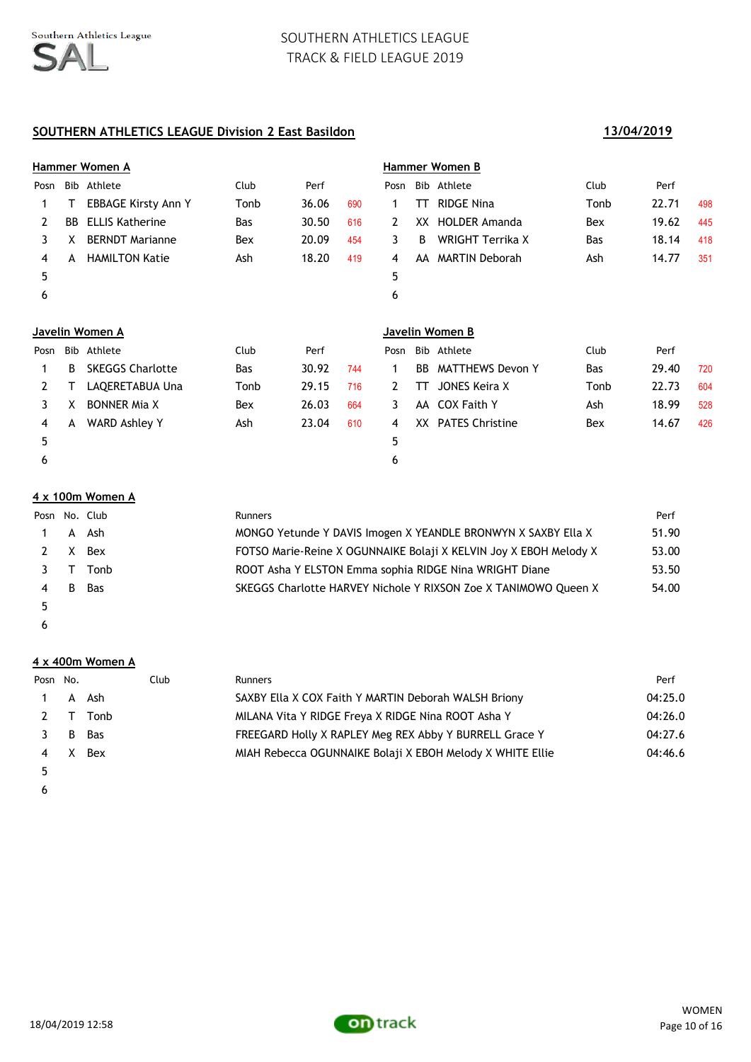SOUTHERN ATHLETICS LEAGUE
TRACK & FIELD LEAGUE 2019

## SOUTHERN ATHLETICS LEAGUE Division 2 East Basildon

**13/04/2019**

### Hammer Women A

| Posn | Bib | Athlete | Club | Perf | |
|---|---|---|---|---|---|
| 1 | T | EBBAGE Kirsty Ann Y | Tonb | 36.06 | 690 |
| 2 | BB | ELLIS Katherine | Bas | 30.50 | 616 |
| 3 | X | BERNDT Marianne | Bex | 20.09 | 454 |
| 4 | A | HAMILTON Katie | Ash | 18.20 | 419 |
| 5 | | | | | |
| 6 | | | | | |

### Hammer Women B

| Posn | Bib | Athlete | Club | Perf | |
|---|---|---|---|---|---|
| 1 | TT | RIDGE Nina | Tonb | 22.71 | 498 |
| 2 | XX | HOLDER Amanda | Bex | 19.62 | 445 |
| 3 | B | WRIGHT Terrika X | Bas | 18.14 | 418 |
| 4 | AA | MARTIN Deborah | Ash | 14.77 | 351 |
| 5 | | | | | |
| 6 | | | | | |

### Javelin Women A

| Posn | Bib | Athlete | Club | Perf | |
|---|---|---|---|---|---|
| 1 | B | SKEGGS Charlotte | Bas | 30.92 | 744 |
| 2 | T | LAQERETABUA Una | Tonb | 29.15 | 716 |
| 3 | X | BONNER Mia X | Bex | 26.03 | 664 |
| 4 | A | WARD Ashley Y | Ash | 23.04 | 610 |
| 5 | | | | | |
| 6 | | | | | |

### Javelin Women B

| Posn | Bib | Athlete | Club | Perf | |
|---|---|---|---|---|---|
| 1 | BB | MATTHEWS Devon Y | Bas | 29.40 | 720 |
| 2 | TT | JONES Keira X | Tonb | 22.73 | 604 |
| 3 | AA | COX Faith Y | Ash | 18.99 | 528 |
| 4 | XX | PATES Christine | Bex | 14.67 | 426 |
| 5 | | | | | |
| 6 | | | | | |

### 4 x 100m Women A

| Posn | No. | Club | Runners | Perf |
|---|---|---|---|---|
| 1 | A | Ash | MONGO Yetunde Y DAVIS Imogen X YEANDLE BRONWYN X SAXBY Ella X | 51.90 |
| 2 | X | Bex | FOTSO Marie-Reine X OGUNNAIKE Bolaji X KELVIN Joy X EBOH Melody X | 53.00 |
| 3 | T | Tonb | ROOT Asha Y ELSTON Emma sophia RIDGE Nina WRIGHT Diane | 53.50 |
| 4 | B | Bas | SKEGGS Charlotte HARVEY Nichole Y RIXSON Zoe X TANIMOWO Queen X | 54.00 |
| 5 | | | | |
| 6 | | | | |

### 4 x 400m Women A

| Posn | No. | Club | Runners | Perf |
|---|---|---|---|---|
| 1 | A | Ash | SAXBY Ella X COX Faith Y MARTIN Deborah WALSH Briony | 04:25.0 |
| 2 | T | Tonb | MILANA Vita Y RIDGE Freya X RIDGE Nina ROOT Asha Y | 04:26.0 |
| 3 | B | Bas | FREEGARD Holly X RAPLEY Meg REX Abby Y BURRELL Grace Y | 04:27.6 |
| 4 | X | Bex | MIAH Rebecca OGUNNAIKE Bolaji X EBOH Melody X WHITE Ellie | 04:46.6 |
| 5 | | | | |
| 6 | | | | |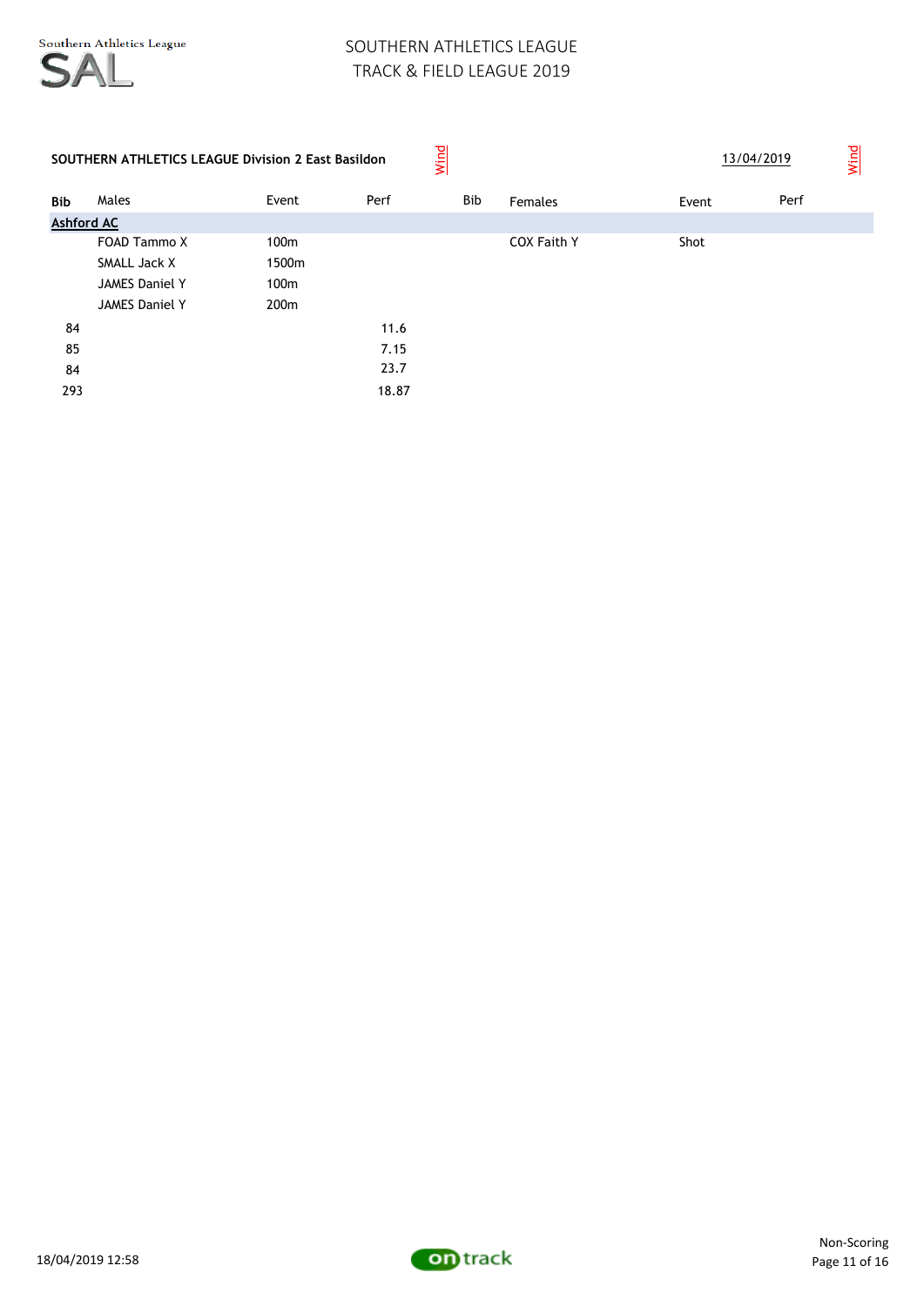SOUTHERN ATHLETICS LEAGUE
TRACK & FIELD LEAGUE 2019

**SOUTHERN ATHLETICS LEAGUE Division 2 East Basildon** Wind 13/04/2019 Wind

| Bib | Males | Event | Perf | Bib | Females | Event | Perf |
|---|---|---|---|---|---|---|---|
| **Ashford AC** | | | | | | | |
| | FOAD Tammo X | 100m | | | COX Faith Y | Shot | |
| | SMALL Jack X | 1500m | | | | | |
| | JAMES Daniel Y | 100m | | | | | |
| | JAMES Daniel Y | 200m | | | | | |
| 84 | | | 11.6 | | | | |
| 85 | | | 7.15 | | | | |
| 84 | | | 23.7 | | | | |
| 293 | | | 18.87 | | | | |

18/04/2019 12:58

Non-Scoring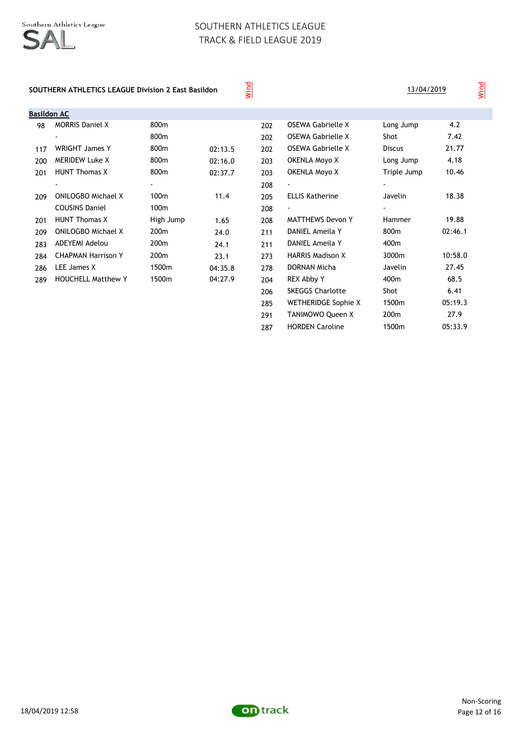# SOUTHERN ATHLETICS LEAGUE
## TRACK & FIELD LEAGUE 2019

**SOUTHERN ATHLETICS LEAGUE Division 2 East Basildon** — 13/04/2019

**Basildon AC**

| No. | Name | Event | Perf | Wind | No. | Name | Event | Perf | Wind |
|---|---|---|---|---|---|---|---|---|---|
| 98 | MORRIS Daniel X | 800m | | | 202 | OSEWA Gabrielle X | Long Jump | 4.2 | |
| | - | 800m | | | 202 | OSEWA Gabrielle X | Shot | 7.42 | |
| 117 | WRIGHT James Y | 800m | 02:13.5 | | 202 | OSEWA Gabrielle X | Discus | 21.77 | |
| 200 | MERIDEW Luke X | 800m | 02:16.0 | | 203 | OKENLA Moyo X | Long Jump | 4.18 | |
| 201 | HUNT Thomas X | 800m | 02:37.7 | | 203 | OKENLA Moyo X | Triple Jump | 10.46 | |
| | - | - | | | 208 | - | - | | |
| 209 | ONILOGBO Michael X | 100m | 11.4 | | 205 | ELLIS Katherine | Javelin | 18.38 | |
| | COUSINS Daniel | 100m | | | 208 | - | - | | |
| 201 | HUNT Thomas X | High Jump | 1.65 | | 208 | MATTHEWS Devon Y | Hammer | 19.88 | |
| 209 | ONILOGBO Michael X | 200m | 24.0 | | 211 | DANIEL Ameila Y | 800m | 02:46.1 | |
| 283 | ADEYEMI Adelou | 200m | 24.1 | | 211 | DANIEL Ameila Y | 400m | | |
| 284 | CHAPMAN Harrison Y | 200m | 23.1 | | 273 | HARRIS Madison X | 3000m | 10:58.0 | |
| 286 | LEE James X | 1500m | 04:35.8 | | 278 | DORNAN Micha | Javelin | 27.45 | |
| 289 | HOUCHELL Matthew Y | 1500m | 04:27.9 | | 204 | REX Abby Y | 400m | 68.5 | |
| | | | | | 206 | SKEGGS Charlotte | Shot | 6.41 | |
| | | | | | 285 | WETHERIDGE Sophie X | 1500m | 05:19.3 | |
| | | | | | 291 | TANIMOWO Queen X | 200m | 27.9 | |
| | | | | | 287 | HORDEN Caroline | 1500m | 05:33.9 | |

18/04/2019 12:58 — Non-Scoring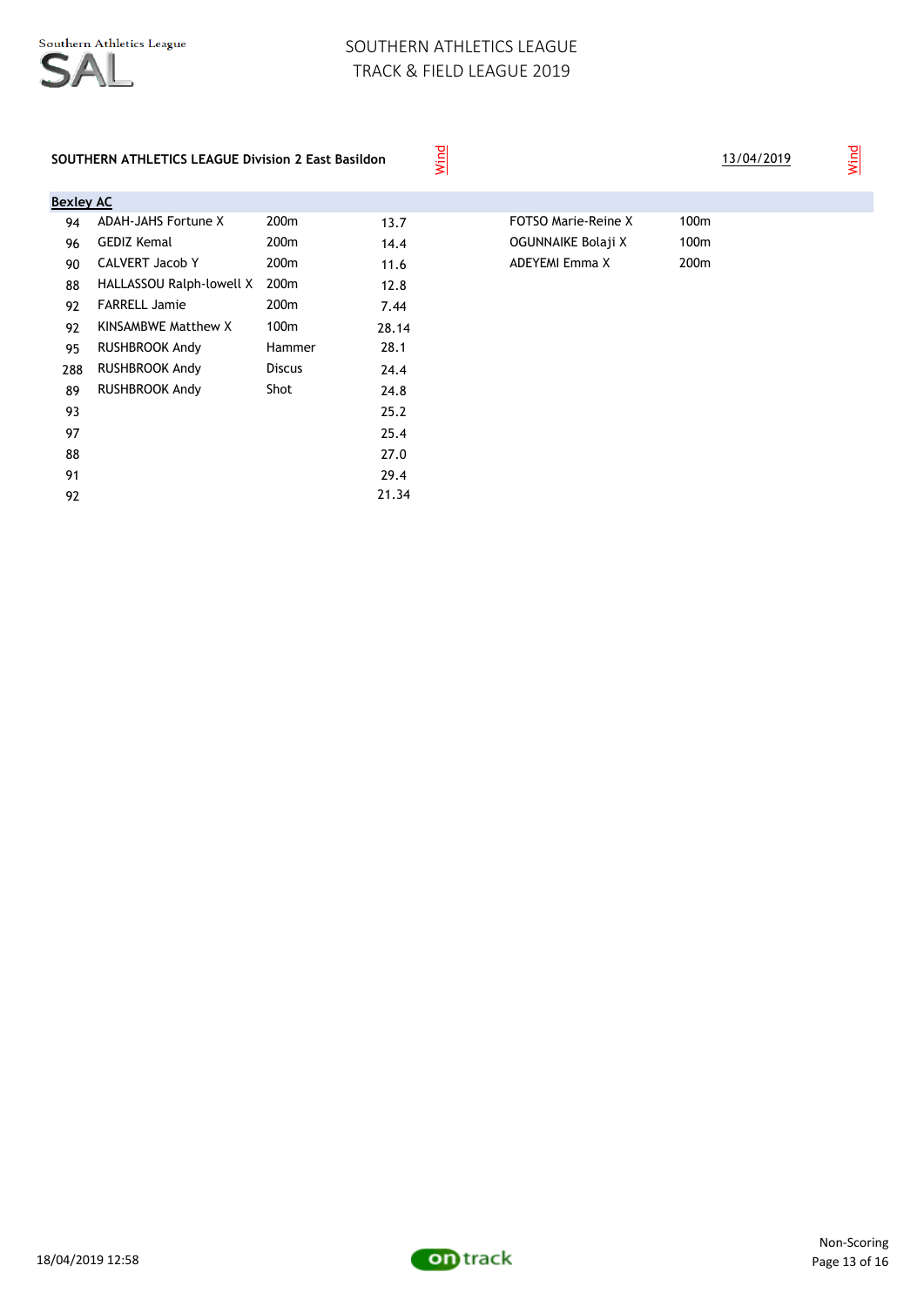# SOUTHERN ATHLETICS LEAGUE
## TRACK & FIELD LEAGUE 2019

**SOUTHERN ATHLETICS LEAGUE Division 2 East Basildon** | Wind | 13/04/2019 | Wind

**Bexley AC**

| | | | | | | |
|---|---|---|---|---|---|---|
| 94 | ADAH-JAHS Fortune X | 200m | 13.7 | | FOTSO Marie-Reine X | 100m |
| 96 | GEDIZ Kemal | 200m | 14.4 | | OGUNNAIKE Bolaji X | 100m |
| 90 | CALVERT Jacob Y | 200m | 11.6 | | ADEYEMI Emma X | 200m |
| 88 | HALLASSOU Ralph-lowell X | 200m | 12.8 | | | |
| 92 | FARRELL Jamie | 200m | 7.44 | | | |
| 92 | KINSAMBWE Matthew X | 100m | 28.14 | | | |
| 95 | RUSHBROOK Andy | Hammer | 28.1 | | | |
| 288 | RUSHBROOK Andy | Discus | 24.4 | | | |
| 89 | RUSHBROOK Andy | Shot | 24.8 | | | |
| 93 | | | 25.2 | | | |
| 97 | | | 25.4 | | | |
| 88 | | | 27.0 | | | |
| 91 | | | 29.4 | | | |
| 92 | | | 21.34 | | | |

18/04/2019 12:58

Non-Scoring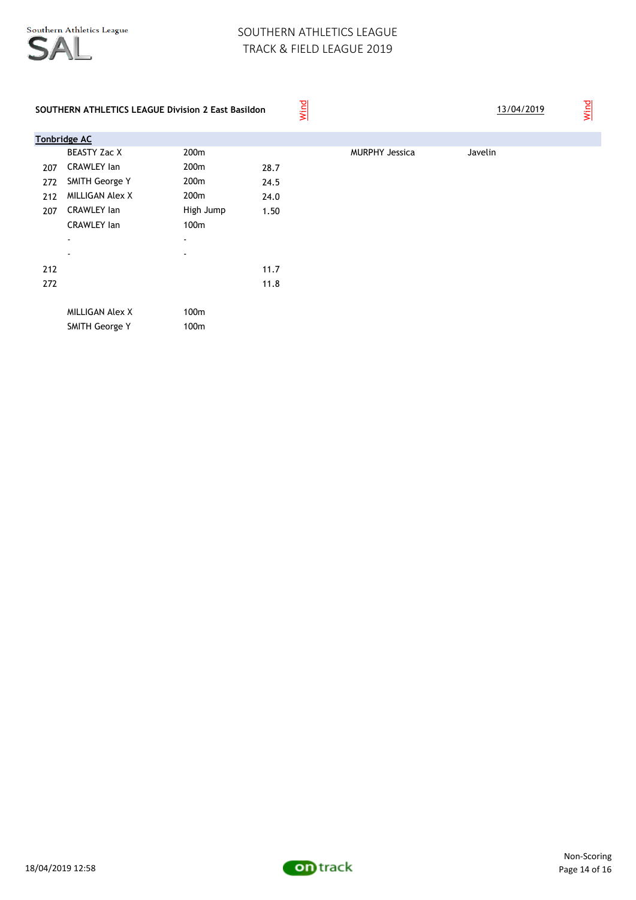**SOUTHERN ATHLETICS LEAGUE Division 2 East Basildon** — Wind — 13/04/2019 — Wind

**Tonbridge AC**

| | Name | Event | Perf | | Name | Event |
|---|---|---|---|---|---|---|
| | BEASTY Zac X | 200m | | | MURPHY Jessica | Javelin |
| 207 | CRAWLEY Ian | 200m | 28.7 | | | |
| 272 | SMITH George Y | 200m | 24.5 | | | |
| 212 | MILLIGAN Alex X | 200m | 24.0 | | | |
| 207 | CRAWLEY Ian | High Jump | 1.50 | | | |
| | CRAWLEY Ian | 100m | | | | |
| | - | - | | | | |
| | - | - | | | | |
| 212 | | | 11.7 | | | |
| 272 | | | 11.8 | | | |
| | MILLIGAN Alex X | 100m | | | | |
| | SMITH George Y | 100m | | | | |

18/04/2019 12:58

Non-Scoring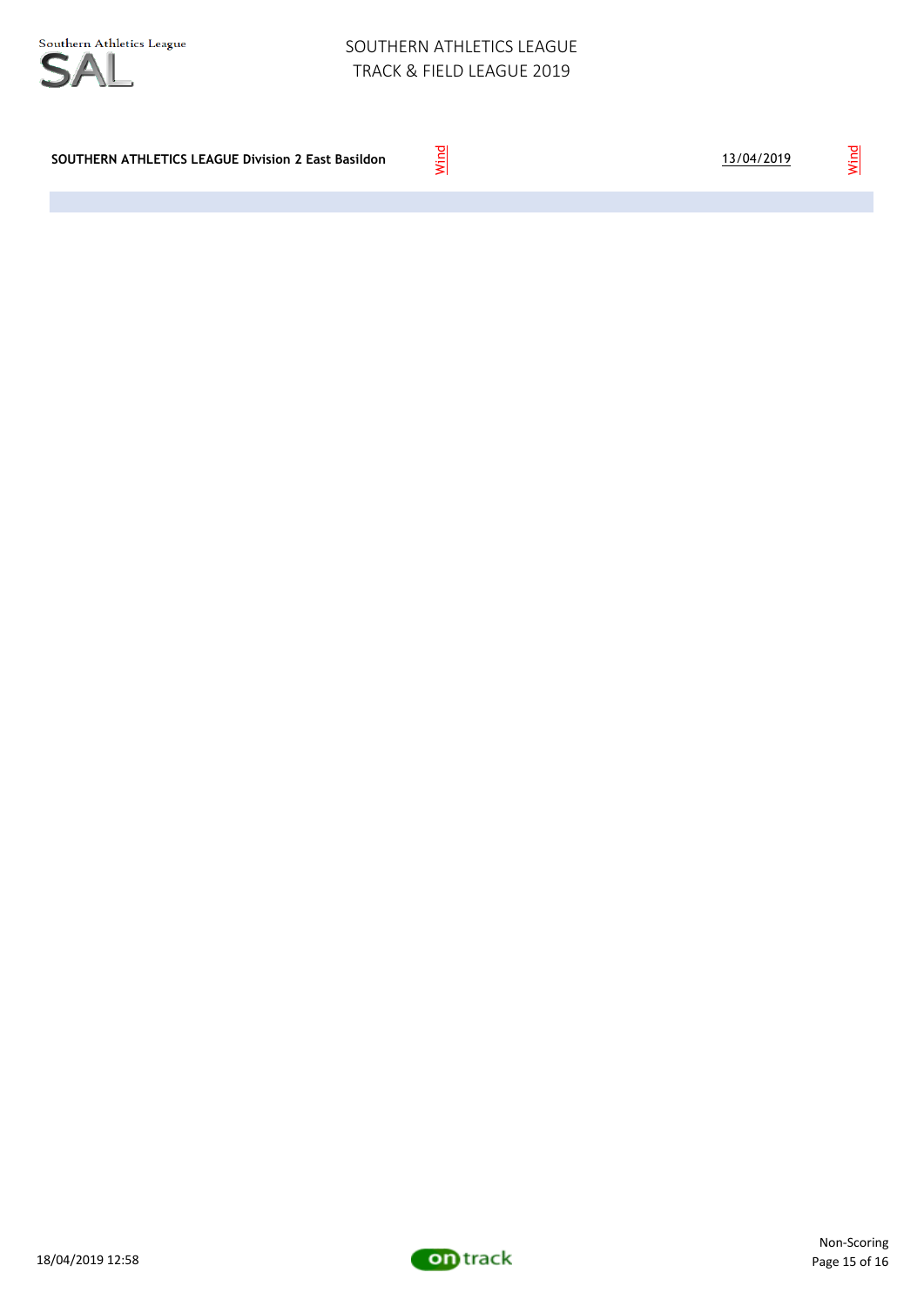**SOUTHERN ATHLETICS LEAGUE Division 2 East Basildon** | Wind | 13/04/2019 | Wind

Non-Scoring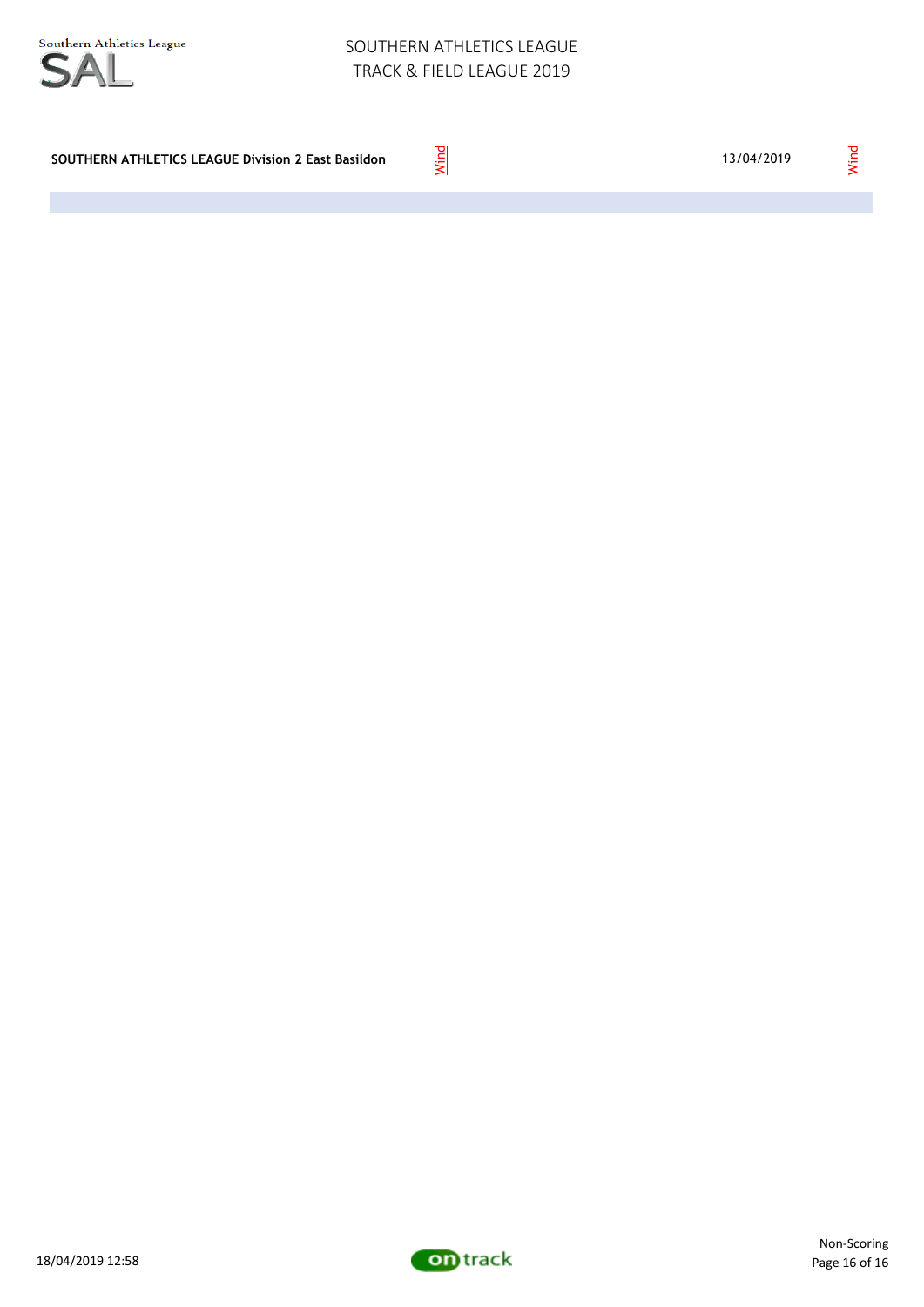**SOUTHERN ATHLETICS LEAGUE Division 2 East Basildon** Wind 13/04/2019 Wind